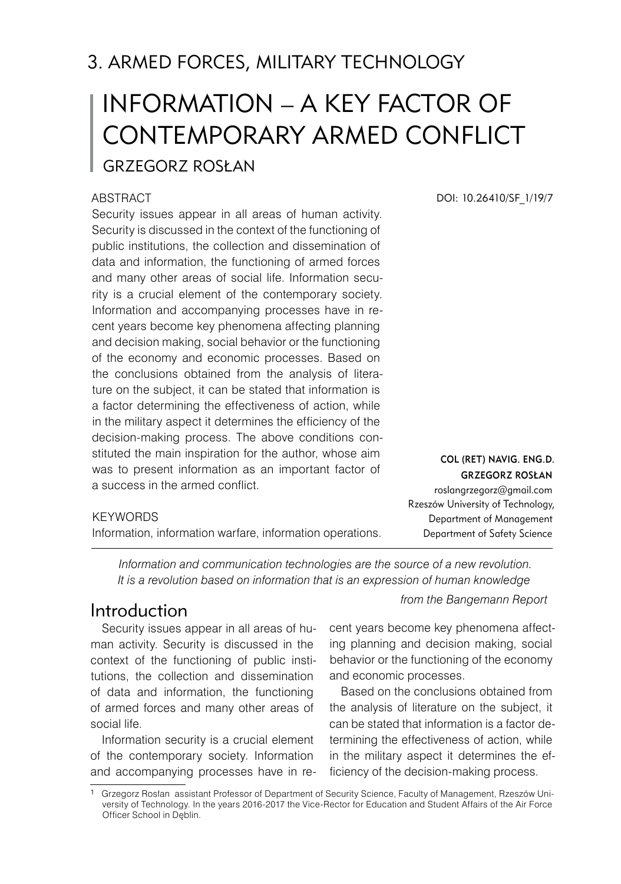## 3. ARMED FORCES, MILITARY TECHNOLOGY

# INFORMATION – A KEY FACTOR OF CONTEMPORARY ARMED CONFLICT

GRZEGORZ ROSŁAN

DOI: 10.26410/SF_1/19/7

ABSTRACT

Security issues appear in all areas of human activity. Security is discussed in the context of the functioning of public institutions, the collection and dissemination of data and information, the functioning of armed forces and many other areas of social life. Information security is a crucial element of the contemporary society. Information and accompanying processes have in recent years become key phenomena affecting planning and decision making, social behavior or the functioning of the economy and economic processes. Based on the conclusions obtained from the analysis of literature on the subject, it can be stated that information is a factor determining the effectiveness of action, while in the military aspect it determines the efficiency of the decision-making process. The above conditions constituted the main inspiration for the author, whose aim was to present information as an important factor of a success in the armed conflict.

KEYWORDS

Information, information warfare, information operations.

**COL (RET) NAVIG. ENG.D. GRZEGORZ ROSŁAN**
roslangrzegorz@gmail.com
Rzeszów University of Technology,
Department of Management
Department of Safety Science

*Information and communication technologies are the source of a new revolution. It is a revolution based on information that is an expression of human knowledge*

*from the Bangemann Report*

## Introduction

Security issues appear in all areas of human activity. Security is discussed in the context of the functioning of public institutions, the collection and dissemination of data and information, the functioning of armed forces and many other areas of social life.

Information security is a crucial element of the contemporary society. Information and accompanying processes have in recent years become key phenomena affecting planning and decision making, social behavior or the functioning of the economy and economic processes.

Based on the conclusions obtained from the analysis of literature on the subject, it can be stated that information is a factor determining the effectiveness of action, while in the military aspect it determines the efficiency of the decision-making process.

[1] Grzegorz Rosłan assistant Professor of Department of Security Science, Faculty of Management, Rzeszów University of Technology. In the years 2016-2017 the Vice-Rector for Education and Student Affairs of the Air Force Officer School in Dęblin.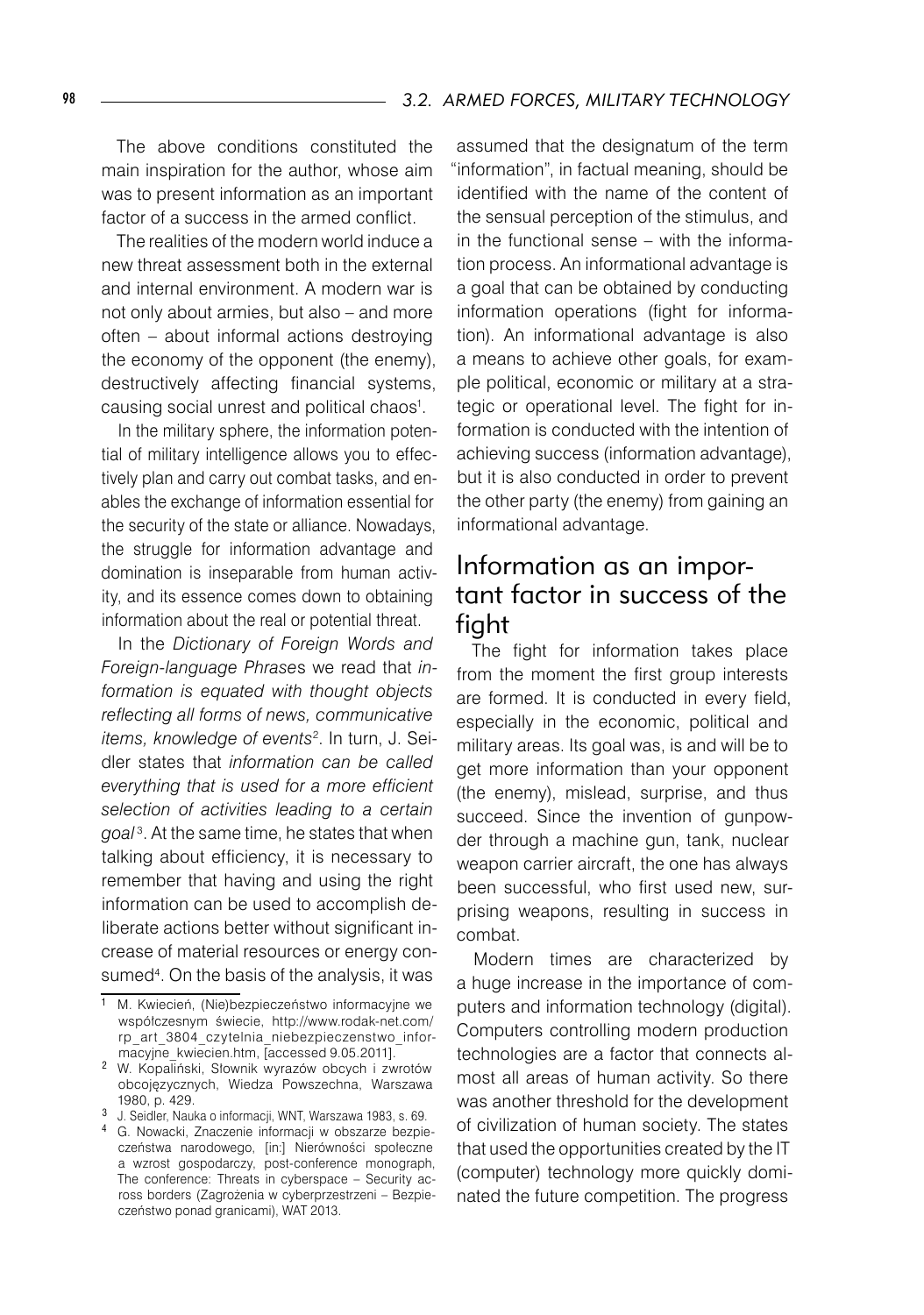The above conditions constituted the main inspiration for the author, whose aim was to present information as an important factor of a success in the armed conflict.

The realities of the modern world induce a new threat assessment both in the external and internal environment. A modern war is not only about armies, but also – and more often – about informal actions destroying the economy of the opponent (the enemy), destructively affecting financial systems, causing social unrest and political chaos[1].

In the military sphere, the information potential of military intelligence allows you to effectively plan and carry out combat tasks, and enables the exchange of information essential for the security of the state or alliance. Nowadays, the struggle for information advantage and domination is inseparable from human activity, and its essence comes down to obtaining information about the real or potential threat.

In the *Dictionary of Foreign Words and Foreign-language Phrases* we read that *information is equated with thought objects reflecting all forms of news, communicative items, knowledge of events*[2]. In turn, J. Seidler states that *information can be called everything that is used for a more efficient selection of activities leading to a certain goal*[3]. At the same time, he states that when talking about efficiency, it is necessary to remember that having and using the right information can be used to accomplish deliberate actions better without significant increase of material resources or energy consumed[4]. On the basis of the analysis, it was assumed that the designatum of the term "information", in factual meaning, should be identified with the name of the content of the sensual perception of the stimulus, and in the functional sense – with the information process. An informational advantage is a goal that can be obtained by conducting information operations (fight for information). An informational advantage is also a means to achieve other goals, for example political, economic or military at a strategic or operational level. The fight for information is conducted with the intention of achieving success (information advantage), but it is also conducted in order to prevent the other party (the enemy) from gaining an informational advantage.

## Information as an important factor in success of the fight

The fight for information takes place from the moment the first group interests are formed. It is conducted in every field, especially in the economic, political and military areas. Its goal was, is and will be to get more information than your opponent (the enemy), mislead, surprise, and thus succeed. Since the invention of gunpowder through a machine gun, tank, nuclear weapon carrier aircraft, the one has always been successful, who first used new, surprising weapons, resulting in success in combat.

Modern times are characterized by a huge increase in the importance of computers and information technology (digital). Computers controlling modern production technologies are a factor that connects almost all areas of human activity. So there was another threshold for the development of civilization of human society. The states that used the opportunities created by the IT (computer) technology more quickly dominated the future competition. The progress

---

[1] M. Kwiecień, (Nie)bezpieczeństwo informacyjne we współczesnym świecie, http://www.rodak-net.com/rp_art_3804_czytelnia_niebezpieczenstwo_informacyjne_kwiecien.htm, [accessed 9.05.2011].

[2] W. Kopaliński, Słownik wyrazów obcych i zwrotów obcojęzycznych, Wiedza Powszechna, Warszawa 1980, p. 429.

[3] J. Seidler, Nauka o informacji, WNT, Warszawa 1983, s. 69.

[4] G. Nowacki, Znaczenie informacji w obszarze bezpieczeństwa narodowego, [in:] Nierówności społeczne a wzrost gospodarczy, post-conference monograph, The conference: Threats in cyberspace – Security across borders (Zagrożenia w cyberprzestrzeni – Bezpieczeństwo ponad granicami), WAT 2013.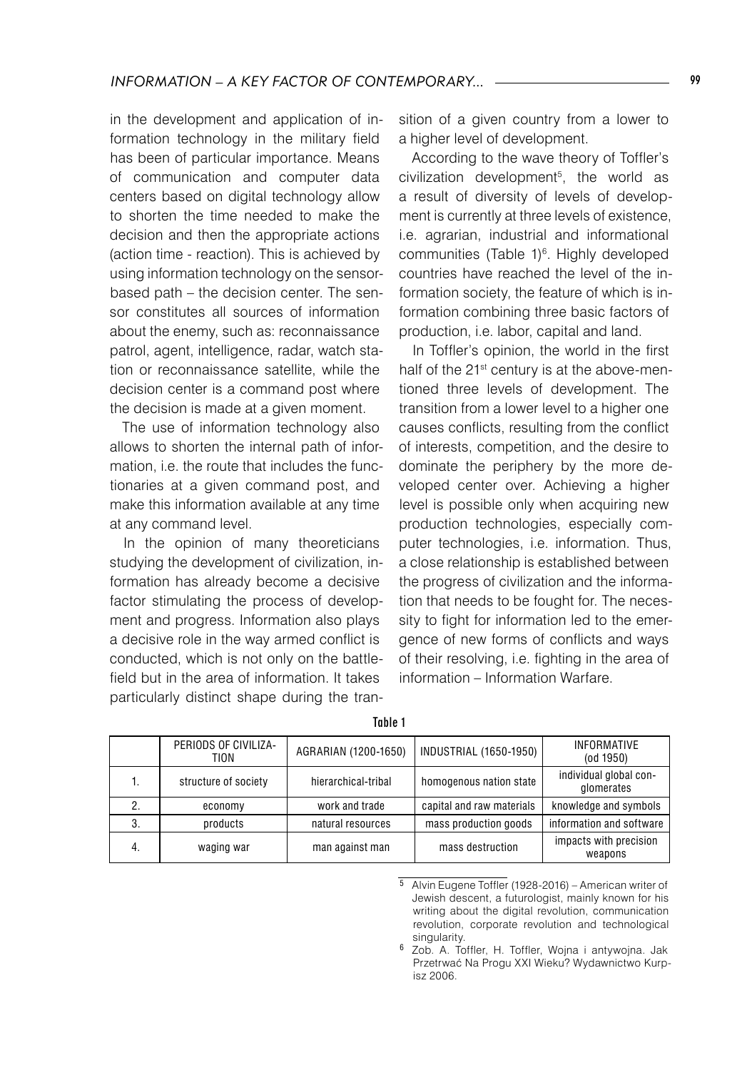in the development and application of information technology in the military field has been of particular importance. Means of communication and computer data centers based on digital technology allow to shorten the time needed to make the decision and then the appropriate actions (action time - reaction). This is achieved by using information technology on the sensor-based path – the decision center. The sensor constitutes all sources of information about the enemy, such as: reconnaissance patrol, agent, intelligence, radar, watch station or reconnaissance satellite, while the decision center is a command post where the decision is made at a given moment.

The use of information technology also allows to shorten the internal path of information, i.e. the route that includes the functionaries at a given command post, and make this information available at any time at any command level.

In the opinion of many theoreticians studying the development of civilization, information has already become a decisive factor stimulating the process of development and progress. Information also plays a decisive role in the way armed conflict is conducted, which is not only on the battlefield but in the area of information. It takes particularly distinct shape during the transition of a given country from a lower to a higher level of development.

According to the wave theory of Toffler's civilization development[5], the world as a result of diversity of levels of development is currently at three levels of existence, i.e. agrarian, industrial and informational communities (Table 1)[6]. Highly developed countries have reached the level of the information society, the feature of which is information combining three basic factors of production, i.e. labor, capital and land.

In Toffler's opinion, the world in the first half of the 21st century is at the above-mentioned three levels of development. The transition from a lower level to a higher one causes conflicts, resulting from the conflict of interests, competition, and the desire to dominate the periphery by the more developed center over. Achieving a higher level is possible only when acquiring new production technologies, especially computer technologies, i.e. information. Thus, a close relationship is established between the progress of civilization and the information that needs to be fought for. The necessity to fight for information led to the emergence of new forms of conflicts and ways of their resolving, i.e. fighting in the area of information – Information Warfare.

**Table 1**

| | PERIODS OF CIVILIZATION | AGRARIAN (1200-1650) | INDUSTRIAL (1650-1950) | INFORMATIVE (od 1950) |
|---|---|---|---|---|
| 1. | structure of society | hierarchical-tribal | homogenous nation state | individual global conglomerates |
| 2. | economy | work and trade | capital and raw materials | knowledge and symbols |
| 3. | products | natural resources | mass production goods | information and software |
| 4. | waging war | man against man | mass destruction | impacts with precision weapons |

[5] Alvin Eugene Toffler (1928-2016) – American writer of Jewish descent, a futurologist, mainly known for his writing about the digital revolution, communication revolution, corporate revolution and technological singularity.

[6] Zob. A. Toffler, H. Toffler, Wojna i antywojna. Jak Przetrwać Na Progu XXI Wieku? Wydawnictwo Kurpisz 2006.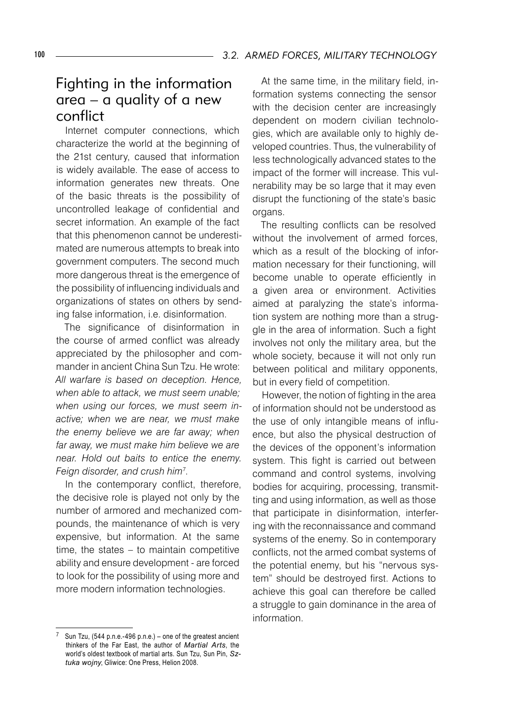## Fighting in the information area – a quality of a new conflict

Internet computer connections, which characterize the world at the beginning of the 21st century, caused that information is widely available. The ease of access to information generates new threats. One of the basic threats is the possibility of uncontrolled leakage of confidential and secret information. An example of the fact that this phenomenon cannot be underestimated are numerous attempts to break into government computers. The second much more dangerous threat is the emergence of the possibility of influencing individuals and organizations of states on others by sending false information, i.e. disinformation.

The significance of disinformation in the course of armed conflict was already appreciated by the philosopher and commander in ancient China Sun Tzu. He wrote: *All warfare is based on deception. Hence, when able to attack, we must seem unable; when using our forces, we must seem inactive; when we are near, we must make the enemy believe we are far away; when far away, we must make him believe we are near. Hold out baits to entice the enemy. Feign disorder, and crush him*[7].

In the contemporary conflict, therefore, the decisive role is played not only by the number of armored and mechanized compounds, the maintenance of which is very expensive, but information. At the same time, the states – to maintain competitive ability and ensure development - are forced to look for the possibility of using more and more modern information technologies.

At the same time, in the military field, information systems connecting the sensor with the decision center are increasingly dependent on modern civilian technologies, which are available only to highly developed countries. Thus, the vulnerability of less technologically advanced states to the impact of the former will increase. This vulnerability may be so large that it may even disrupt the functioning of the state's basic organs.

The resulting conflicts can be resolved without the involvement of armed forces, which as a result of the blocking of information necessary for their functioning, will become unable to operate efficiently in a given area or environment. Activities aimed at paralyzing the state's information system are nothing more than a struggle in the area of information. Such a fight involves not only the military area, but the whole society, because it will not only run between political and military opponents, but in every field of competition.

However, the notion of fighting in the area of information should not be understood as the use of only intangible means of influence, but also the physical destruction of the devices of the opponent's information system. This fight is carried out between command and control systems, involving bodies for acquiring, processing, transmitting and using information, as well as those that participate in disinformation, interfering with the reconnaissance and command systems of the enemy. So in contemporary conflicts, not the armed combat systems of the potential enemy, but his "nervous system" should be destroyed first. Actions to achieve this goal can therefore be called a struggle to gain dominance in the area of information.

---

[7] Sun Tzu, (544 p.n.e.-496 p.n.e.) – one of the greatest ancient thinkers of the Far East, the author of *Martial Arts*, the world's oldest textbook of martial arts. Sun Tzu, Sun Pin, *Sztuka wojny*, Gliwice: One Press, Helion 2008.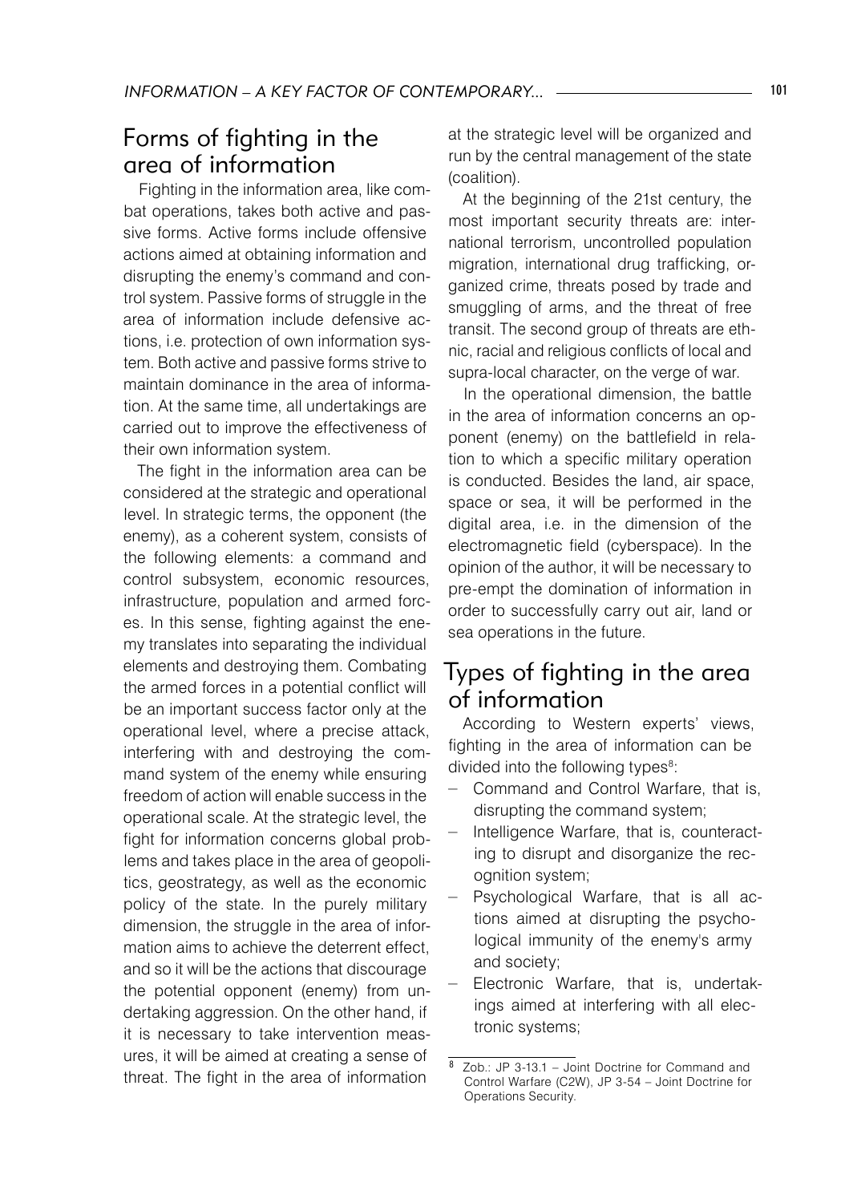## Forms of fighting in the area of information

Fighting in the information area, like combat operations, takes both active and passive forms. Active forms include offensive actions aimed at obtaining information and disrupting the enemy's command and control system. Passive forms of struggle in the area of information include defensive actions, i.e. protection of own information system. Both active and passive forms strive to maintain dominance in the area of information. At the same time, all undertakings are carried out to improve the effectiveness of their own information system.

The fight in the information area can be considered at the strategic and operational level. In strategic terms, the opponent (the enemy), as a coherent system, consists of the following elements: a command and control subsystem, economic resources, infrastructure, population and armed forces. In this sense, fighting against the enemy translates into separating the individual elements and destroying them. Combating the armed forces in a potential conflict will be an important success factor only at the operational level, where a precise attack, interfering with and destroying the command system of the enemy while ensuring freedom of action will enable success in the operational scale. At the strategic level, the fight for information concerns global problems and takes place in the area of geopolitics, geostrategy, as well as the economic policy of the state. In the purely military dimension, the struggle in the area of information aims to achieve the deterrent effect, and so it will be the actions that discourage the potential opponent (enemy) from undertaking aggression. On the other hand, if it is necessary to take intervention measures, it will be aimed at creating a sense of threat. The fight in the area of information at the strategic level will be organized and run by the central management of the state (coalition).

At the beginning of the 21st century, the most important security threats are: international terrorism, uncontrolled population migration, international drug trafficking, organized crime, threats posed by trade and smuggling of arms, and the threat of free transit. The second group of threats are ethnic, racial and religious conflicts of local and supra-local character, on the verge of war.

In the operational dimension, the battle in the area of information concerns an opponent (enemy) on the battlefield in relation to which a specific military operation is conducted. Besides the land, air space, space or sea, it will be performed in the digital area, i.e. in the dimension of the electromagnetic field (cyberspace). In the opinion of the author, it will be necessary to pre-empt the domination of information in order to successfully carry out air, land or sea operations in the future.

## Types of fighting in the area of information

According to Western experts' views, fighting in the area of information can be divided into the following types[8]:

- Command and Control Warfare, that is, disrupting the command system;
- Intelligence Warfare, that is, counteracting to disrupt and disorganize the recognition system;
- Psychological Warfare, that is all actions aimed at disrupting the psychological immunity of the enemy's army and society;
- Electronic Warfare, that is, undertakings aimed at interfering with all electronic systems;

[8] Zob.: JP 3-13.1 – Joint Doctrine for Command and Control Warfare (C2W), JP 3-54 – Joint Doctrine for Operations Security.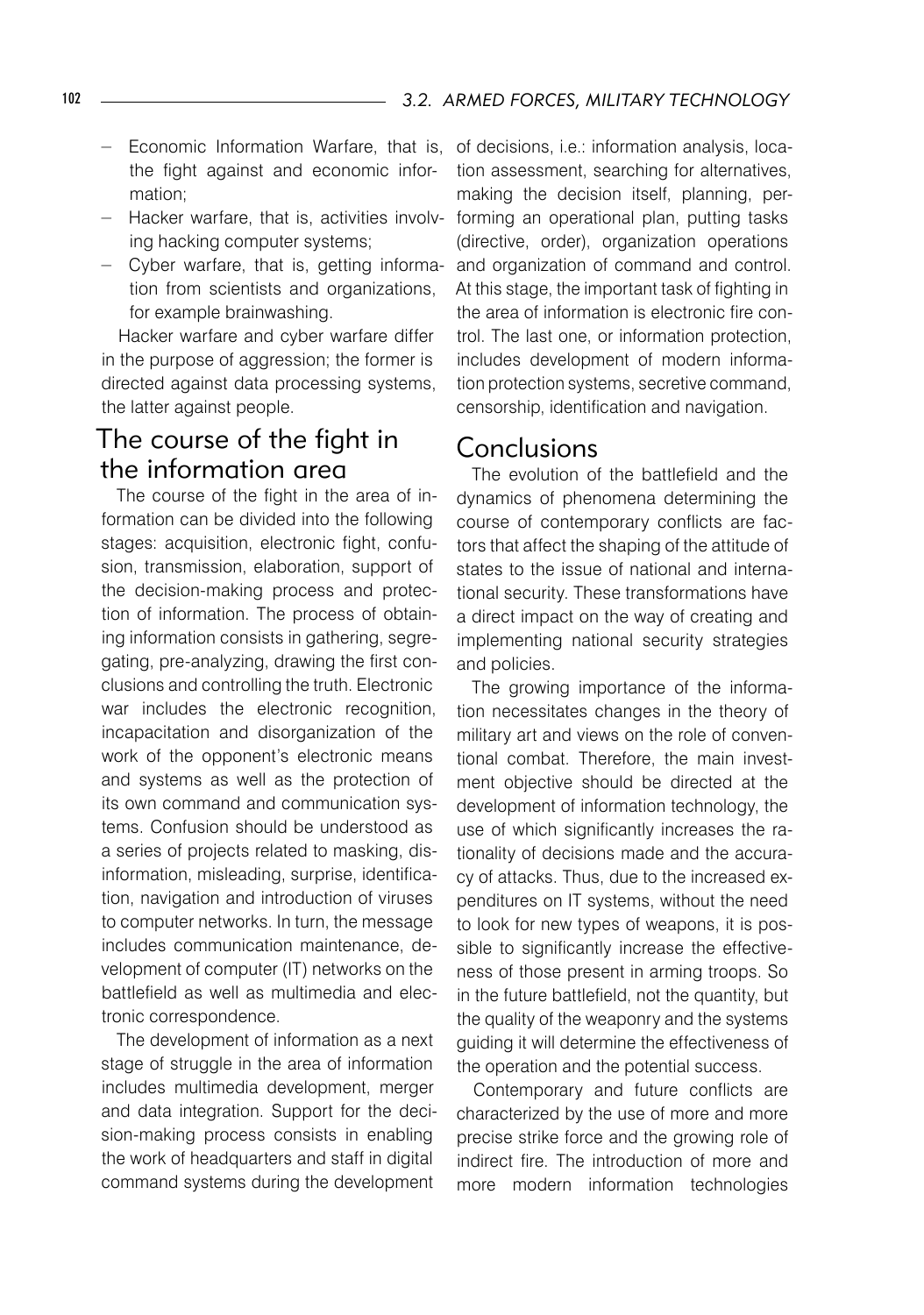- Economic Information Warfare, that is, the fight against and economic information;
- Hacker warfare, that is, activities involving hacking computer systems;
- Cyber warfare, that is, getting information from scientists and organizations, for example brainwashing.

Hacker warfare and cyber warfare differ in the purpose of aggression; the former is directed against data processing systems, the latter against people.

## The course of the fight in the information area

The course of the fight in the area of information can be divided into the following stages: acquisition, electronic fight, confusion, transmission, elaboration, support of the decision-making process and protection of information. The process of obtaining information consists in gathering, segregating, pre-analyzing, drawing the first conclusions and controlling the truth. Electronic war includes the electronic recognition, incapacitation and disorganization of the work of the opponent's electronic means and systems as well as the protection of its own command and communication systems. Confusion should be understood as a series of projects related to masking, disinformation, misleading, surprise, identification, navigation and introduction of viruses to computer networks. In turn, the message includes communication maintenance, development of computer (IT) networks on the battlefield as well as multimedia and electronic correspondence.

The development of information as a next stage of struggle in the area of information includes multimedia development, merger and data integration. Support for the decision-making process consists in enabling the work of headquarters and staff in digital command systems during the development of decisions, i.e.: information analysis, location assessment, searching for alternatives, making the decision itself, planning, performing an operational plan, putting tasks (directive, order), organization operations and organization of command and control. At this stage, the important task of fighting in the area of information is electronic fire control. The last one, or information protection, includes development of modern information protection systems, secretive command, censorship, identification and navigation.

## Conclusions

The evolution of the battlefield and the dynamics of phenomena determining the course of contemporary conflicts are factors that affect the shaping of the attitude of states to the issue of national and international security. These transformations have a direct impact on the way of creating and implementing national security strategies and policies.

The growing importance of the information necessitates changes in the theory of military art and views on the role of conventional combat. Therefore, the main investment objective should be directed at the development of information technology, the use of which significantly increases the rationality of decisions made and the accuracy of attacks. Thus, due to the increased expenditures on IT systems, without the need to look for new types of weapons, it is possible to significantly increase the effectiveness of those present in arming troops. So in the future battlefield, not the quantity, but the quality of the weaponry and the systems guiding it will determine the effectiveness of the operation and the potential success.

Contemporary and future conflicts are characterized by the use of more and more precise strike force and the growing role of indirect fire. The introduction of more and more modern information technologies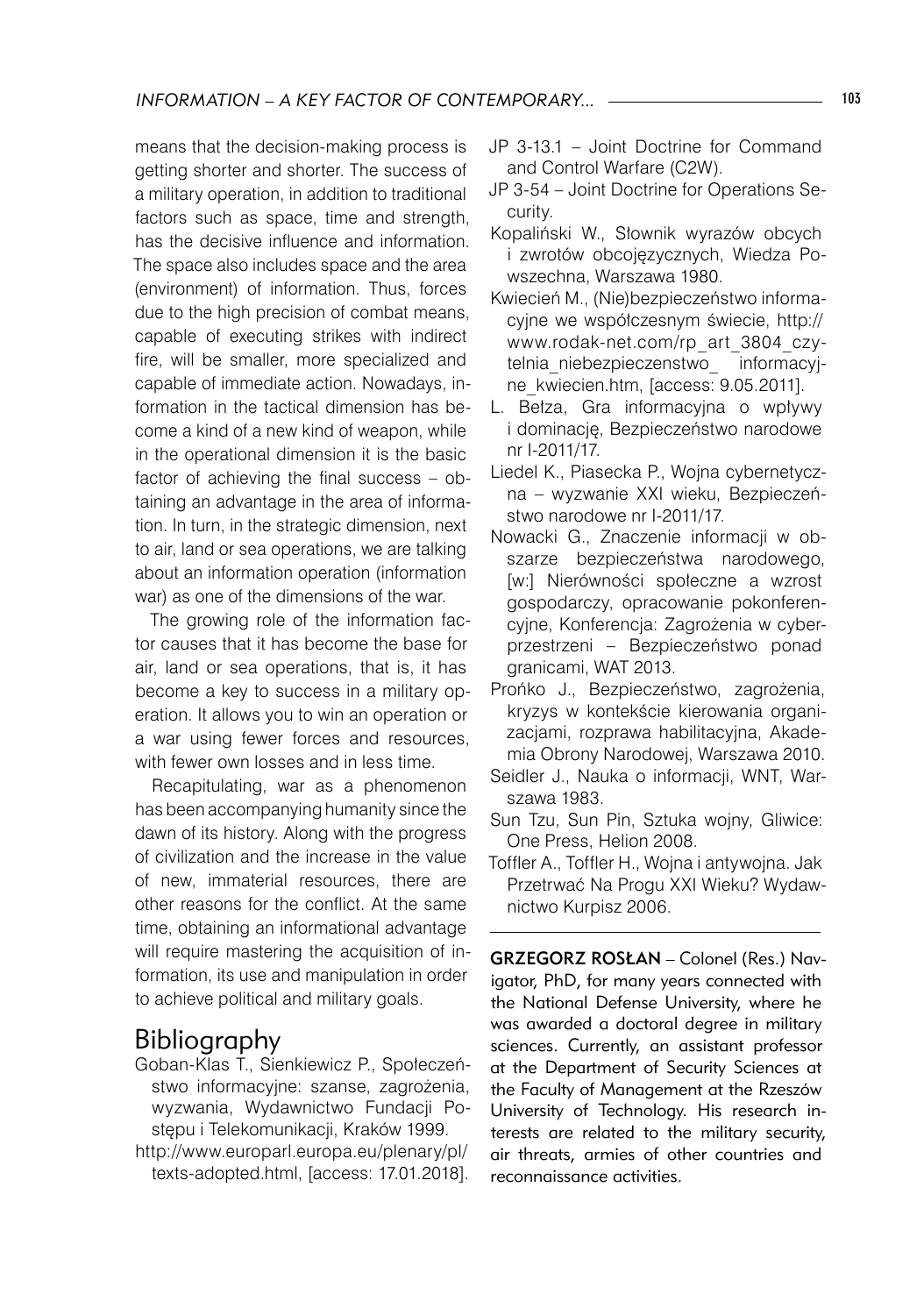means that the decision-making process is getting shorter and shorter. The success of a military operation, in addition to traditional factors such as space, time and strength, has the decisive influence and information. The space also includes space and the area (environment) of information. Thus, forces due to the high precision of combat means, capable of executing strikes with indirect fire, will be smaller, more specialized and capable of immediate action. Nowadays, information in the tactical dimension has become a kind of a new kind of weapon, while in the operational dimension it is the basic factor of achieving the final success – obtaining an advantage in the area of information. In turn, in the strategic dimension, next to air, land or sea operations, we are talking about an information operation (information war) as one of the dimensions of the war.

The growing role of the information factor causes that it has become the base for air, land or sea operations, that is, it has become a key to success in a military operation. It allows you to win an operation or a war using fewer forces and resources, with fewer own losses and in less time.

Recapitulating, war as a phenomenon has been accompanying humanity since the dawn of its history. Along with the progress of civilization and the increase in the value of new, immaterial resources, there are other reasons for the conflict. At the same time, obtaining an informational advantage will require mastering the acquisition of information, its use and manipulation in order to achieve political and military goals.

## Bibliography

Goban-Klas T., Sienkiewicz P., Społeczeństwo informacyjne: szanse, zagrożenia, wyzwania, Wydawnictwo Fundacji Postępu i Telekomunikacji, Kraków 1999.

http://www.europarl.europa.eu/plenary/pl/texts-adopted.html, [access: 17.01.2018].

JP 3-13.1 – Joint Doctrine for Command and Control Warfare (C2W).

JP 3-54 – Joint Doctrine for Operations Security.

Kopaliński W., Słownik wyrazów obcych i zwrotów obcojęzycznych, Wiedza Powszechna, Warszawa 1980.

Kwiecień M., (Nie)bezpieczeństwo informacyjne we współczesnym świecie, http://www.rodak-net.com/rp_art_3804_czytelnia_niebezpieczenstwo_ informacyjne_kwiecien.htm, [access: 9.05.2011].

L. Bełza, Gra informacyjna o wpływy i dominację, Bezpieczeństwo narodowe nr I-2011/17.

Liedel K., Piasecka P., Wojna cybernetyczna – wyzwanie XXI wieku, Bezpieczeństwo narodowe nr I-2011/17.

Nowacki G., Znaczenie informacji w obszarze bezpieczeństwa narodowego, [w:] Nierówności społeczne a wzrost gospodarczy, opracowanie pokonferencyjne, Konferencja: Zagrożenia w cyberprzestrzeni – Bezpieczeństwo ponad granicami, WAT 2013.

Pruńko J., Bezpieczeństwo, zagrożenia, kryzys w kontekście kierowania organizacjami, rozprawa habilitacyjna, Akademia Obrony Narodowej, Warszawa 2010.

Seidler J., Nauka o informacji, WNT, Warszawa 1983.

Sun Tzu, Sun Pin, Sztuka wojny, Gliwice: One Press, Helion 2008.

Toffler A., Toffler H., Wojna i antywojna. Jak Przetrwać Na Progu XXI Wieku? Wydawnictwo Kurpisz 2006.

---

**GRZEGORZ ROSŁAN** – Colonel (Res.) Navigator, PhD, for many years connected with the National Defense University, where he was awarded a doctoral degree in military sciences. Currently, an assistant professor at the Department of Security Sciences at the Faculty of Management at the Rzeszów University of Technology. His research interests are related to the military security, air threats, armies of other countries and reconnaissance activities.